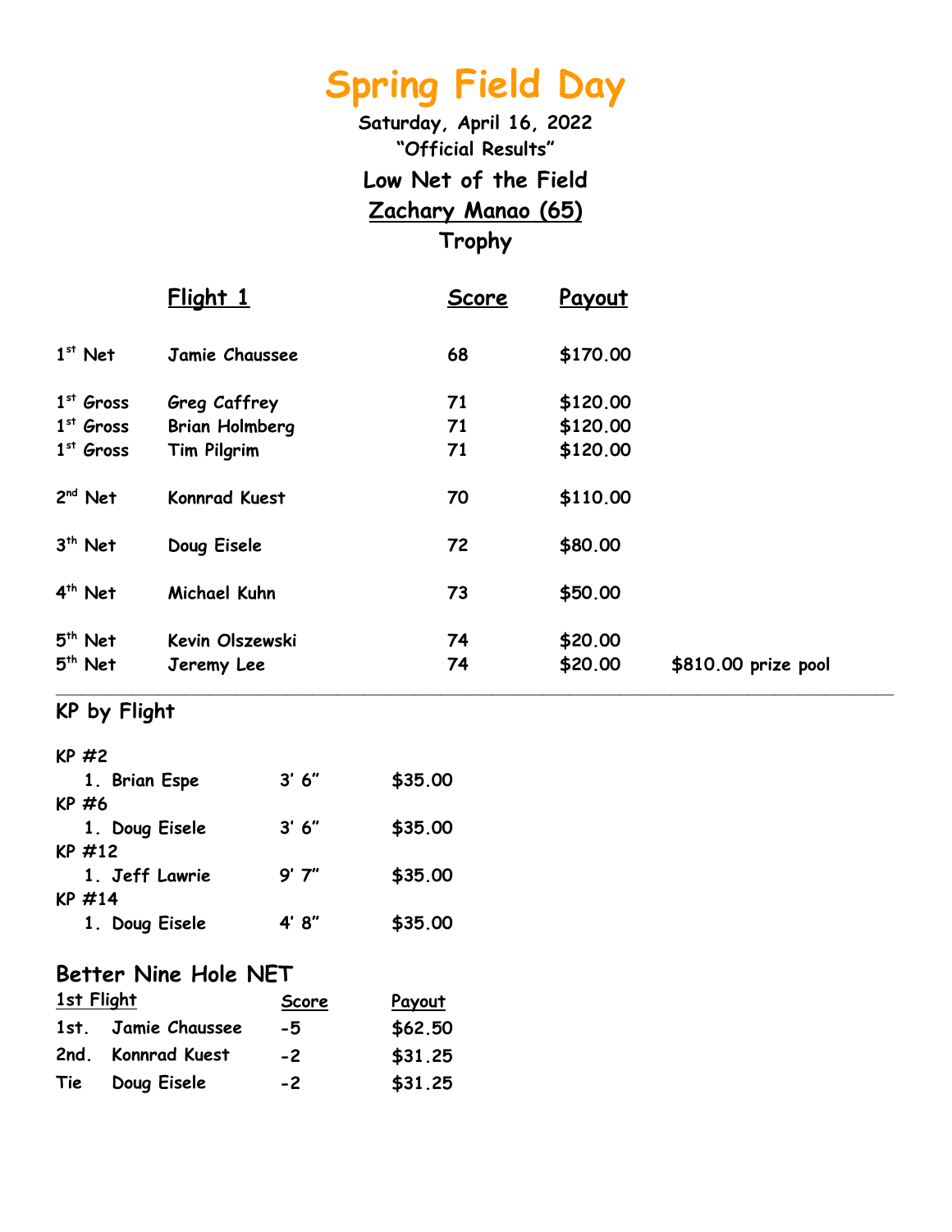# Spring Field Day

**Saturday, April 16, 2022**

**"Official Results"**

## Low Net of the Field

**Zachary Manao (65)**

**Trophy**

| | Flight 1 | Score | Payout | |
|---|---|---|---|---|
| 1st Net | Jamie Chaussee | 68 | $170.00 | |
| 1st Gross | Greg Caffrey | 71 | $120.00 | |
| 1st Gross | Brian Holmberg | 71 | $120.00 | |
| 1st Gross | Tim Pilgrim | 71 | $120.00 | |
| 2nd Net | Konnrad Kuest | 70 | $110.00 | |
| 3th Net | Doug Eisele | 72 | $80.00 | |
| 4th Net | Michael Kuhn | 73 | $50.00 | |
| 5th Net | Kevin Olszewski | 74 | $20.00 | |
| 5th Net | Jeremy Lee | 74 | $20.00 | $810.00 prize pool |

---

## KP by Flight

KP #2

1. Brian Espe 3' 6" $35.00

KP #6

1. Doug Eisele 3' 6" $35.00

KP #12

1. Jeff Lawrie 9' 7" $35.00

KP #14

1. Doug Eisele 4' 8" $35.00

## Better Nine Hole NET

| 1st Flight | | Score | Payout |
|---|---|---|---|
| 1st. | Jamie Chaussee | -5 | $62.50 |
| 2nd. | Konnrad Kuest | -2 | $31.25 |
| Tie | Doug Eisele | -2 | $31.25 |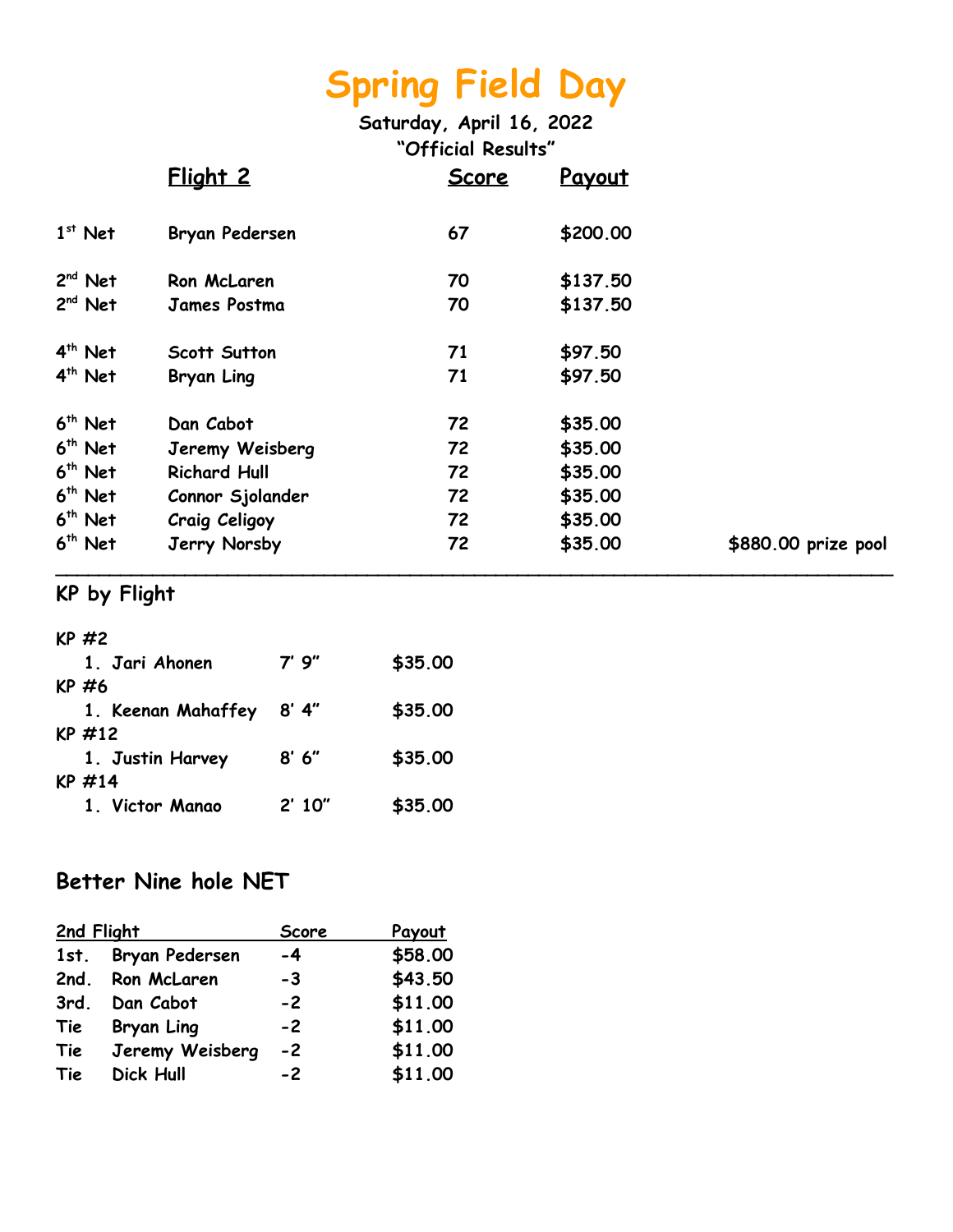# Spring Field Day

**Saturday, April 16, 2022**

**"Official Results"**

| | Flight 2 | Score | Payout | |
|---|---|---|---|---|
| 1st Net | Bryan Pedersen | 67 | $200.00 | |
| 2nd Net | Ron McLaren | 70 | $137.50 | |
| 2nd Net | James Postma | 70 | $137.50 | |
| 4th Net | Scott Sutton | 71 | $97.50 | |
| 4th Net | Bryan Ling | 71 | $97.50 | |
| 6th Net | Dan Cabot | 72 | $35.00 | |
| 6th Net | Jeremy Weisberg | 72 | $35.00 | |
| 6th Net | Richard Hull | 72 | $35.00 | |
| 6th Net | Connor Sjolander | 72 | $35.00 | |
| 6th Net | Craig Celigoy | 72 | $35.00 | |
| 6th Net | Jerry Norsby | 72 | $35.00 | $880.00 prize pool |

## KP by Flight

KP #2
1. Jari Ahonen 7' 9" $35.00

KP #6
1. Keenan Mahaffey 8' 4" $35.00

KP #12
1. Justin Harvey 8' 6" $35.00

KP #14
1. Victor Manao 2' 10" $35.00

## Better Nine hole NET

| 2nd Flight | | Score | Payout |
|---|---|---|---|
| 1st. | Bryan Pedersen | -4 | $58.00 |
| 2nd. | Ron McLaren | -3 | $43.50 |
| 3rd. | Dan Cabot | -2 | $11.00 |
| Tie | Bryan Ling | -2 | $11.00 |
| Tie | Jeremy Weisberg | -2 | $11.00 |
| Tie | Dick Hull | -2 | $11.00 |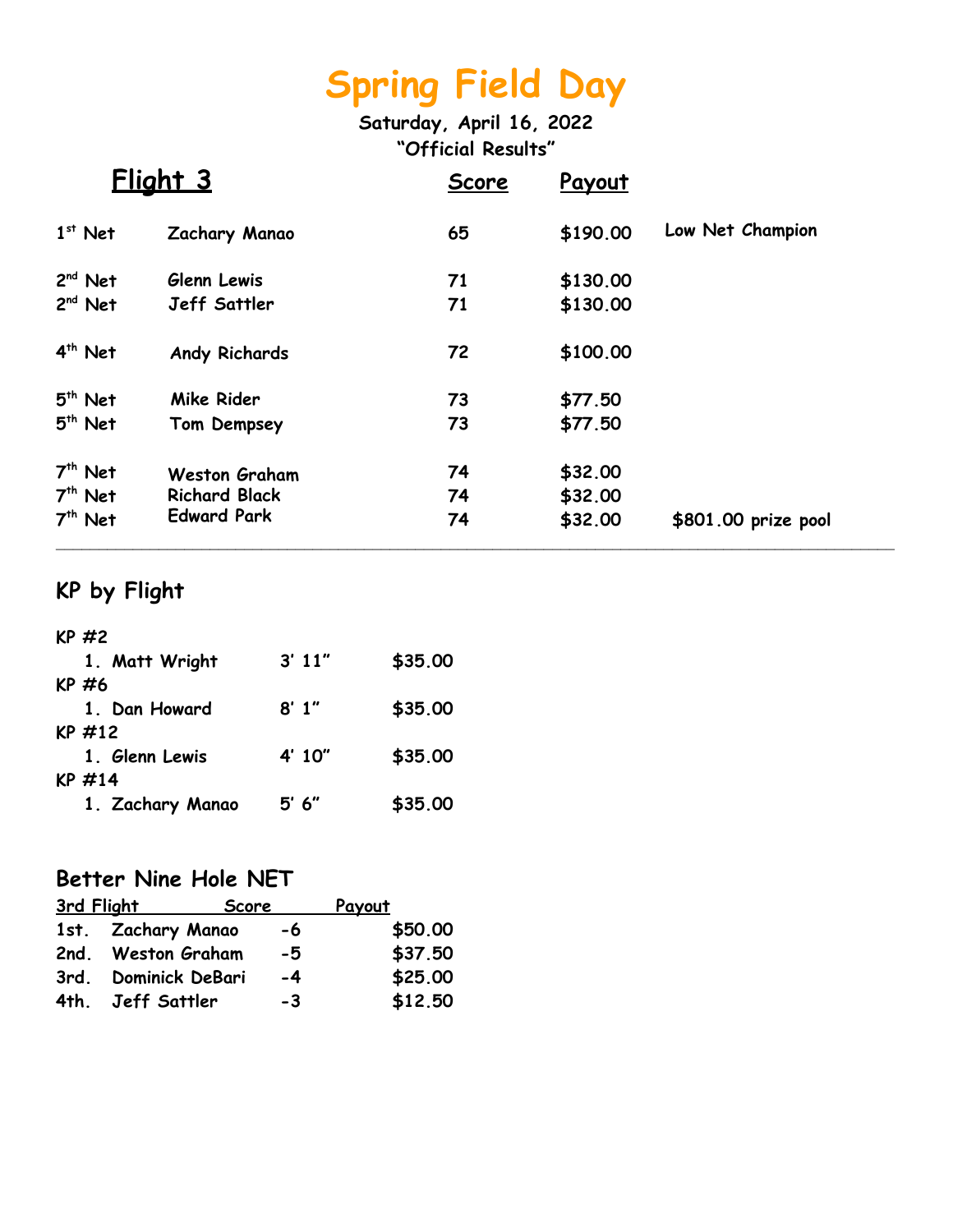# Spring Field Day

**Saturday, April 16, 2022**

**"Official Results"**

## Flight 3

| | Flight 3 | Score | Payout | |
|---|---|---|---|---|
| 1st Net | Zachary Manao | 65 | $190.00 | Low Net Champion |
| 2nd Net | Glenn Lewis | 71 | $130.00 | |
| 2nd Net | Jeff Sattler | 71 | $130.00 | |
| 4th Net | Andy Richards | 72 | $100.00 | |
| 5th Net | Mike Rider | 73 | $77.50 | |
| 5th Net | Tom Dempsey | 73 | $77.50 | |
| 7th Net | Weston Graham | 74 | $32.00 | |
| 7th Net | Richard Black | 74 | $32.00 | |
| 7th Net | Edward Park | 74 | $32.00 | $801.00 prize pool |

---

## KP by Flight

KP #2

1. Matt Wright 3' 11" $35.00

KP #6

1. Dan Howard 8' 1" $35.00

KP #12

1. Glenn Lewis 4' 10" $35.00

KP #14

1. Zachary Manao 5' 6" $35.00

## Better Nine Hole NET

| 3rd Flight | | Score | Payout |
|---|---|---|---|
| 1st. | Zachary Manao | -6 | $50.00 |
| 2nd. | Weston Graham | -5 | $37.50 |
| 3rd. | Dominick DeBari | -4 | $25.00 |
| 4th. | Jeff Sattler | -3 | $12.50 |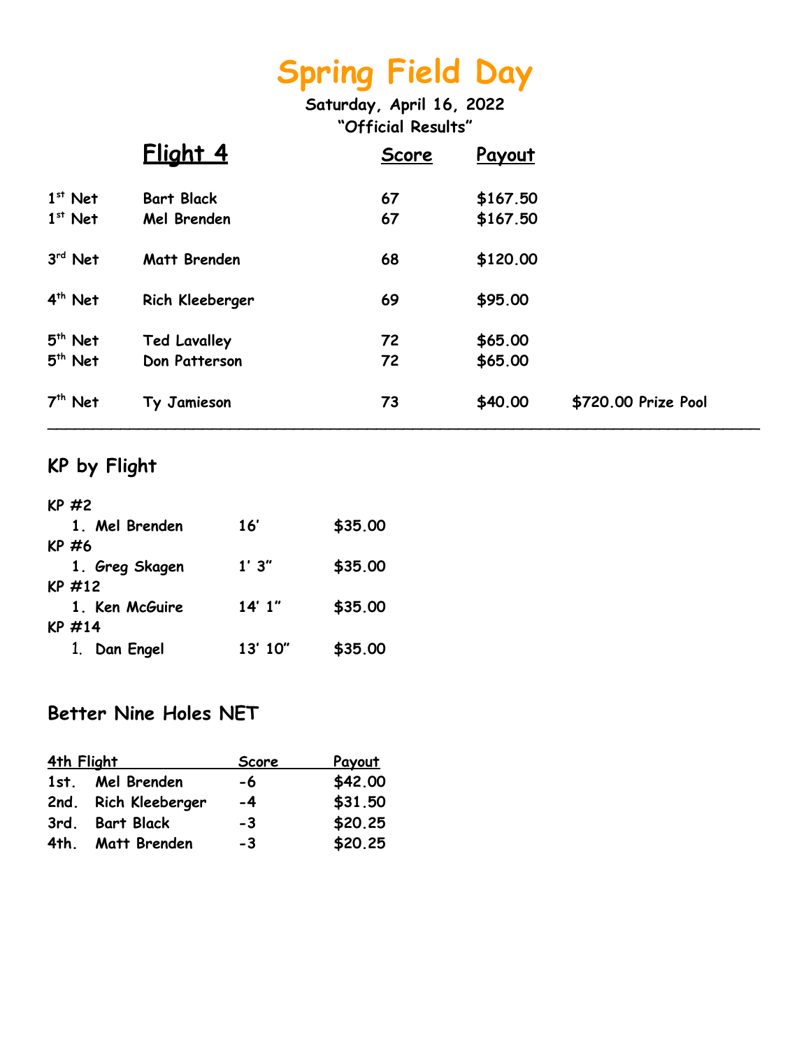# Spring Field Day

**Saturday, April 16, 2022**

**"Official Results"**

| | Flight 4 | Score | Payout | |
|---|---|---|---|---|
| 1st Net | Bart Black | 67 | $167.50 | |
| 1st Net | Mel Brenden | 67 | $167.50 | |
| 3rd Net | Matt Brenden | 68 | $120.00 | |
| 4th Net | Rich Kleeberger | 69 | $95.00 | |
| 5th Net | Ted Lavalley | 72 | $65.00 | |
| 5th Net | Don Patterson | 72 | $65.00 | |
| 7th Net | Ty Jamieson | 73 | $40.00 | $720.00 Prize Pool |

---

## KP by Flight

KP #2

| | | |
|---|---|---|
| 1. Mel Brenden | 16' | $35.00 |

KP #6

| | | |
|---|---|---|
| 1. Greg Skagen | 1' 3" | $35.00 |

KP #12

| | | |
|---|---|---|
| 1. Ken McGuire | 14' 1" | $35.00 |

KP #14

| | | |
|---|---|---|
| 1. Dan Engel | 13' 10" | $35.00 |

## Better Nine Holes NET

| 4th Flight | | Score | Payout |
|---|---|---|---|
| 1st. | Mel Brenden | -6 | $42.00 |
| 2nd. | Rich Kleeberger | -4 | $31.50 |
| 3rd. | Bart Black | -3 | $20.25 |
| 4th. | Matt Brenden | -3 | $20.25 |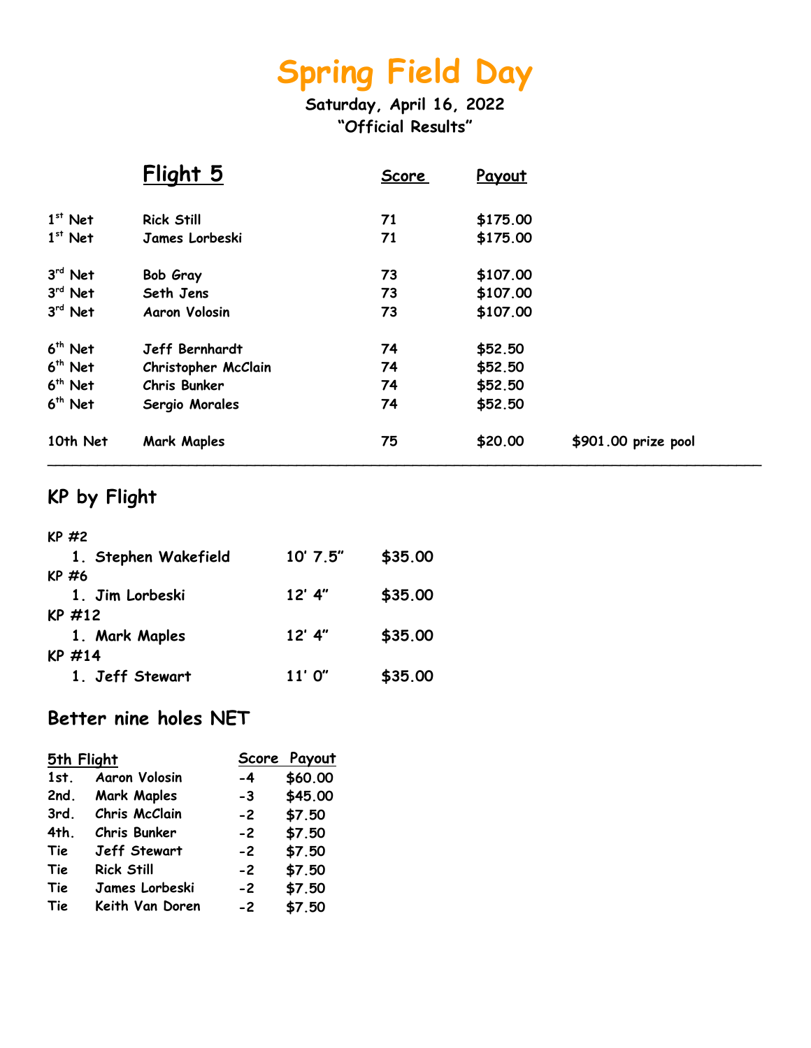# Spring Field Day

**Saturday, April 16, 2022**
**"Official Results"**

| | Flight 5 | Score | Payout | |
|---|---|---|---|---|
| 1st Net | Rick Still | 71 | $175.00 | |
| 1st Net | James Lorbeski | 71 | $175.00 | |
| 3rd Net | Bob Gray | 73 | $107.00 | |
| 3rd Net | Seth Jens | 73 | $107.00 | |
| 3rd Net | Aaron Volosin | 73 | $107.00 | |
| 6th Net | Jeff Bernhardt | 74 | $52.50 | |
| 6th Net | Christopher McClain | 74 | $52.50 | |
| 6th Net | Chris Bunker | 74 | $52.50 | |
| 6th Net | Sergio Morales | 74 | $52.50 | |
| 10th Net | Mark Maples | 75 | $20.00 | $901.00 prize pool |

---

## KP by Flight

KP #2
1. Stephen Wakefield — 10' 7.5" — $35.00

KP #6
1. Jim Lorbeski — 12' 4" — $35.00

KP #12
1. Mark Maples — 12' 4" — $35.00

KP #14
1. Jeff Stewart — 11' 0" — $35.00

## Better nine holes NET

| 5th Flight | | Score | Payout |
|---|---|---|---|
| 1st. | Aaron Volosin | -4 | $60.00 |
| 2nd. | Mark Maples | -3 | $45.00 |
| 3rd. | Chris McClain | -2 | $7.50 |
| 4th. | Chris Bunker | -2 | $7.50 |
| Tie | Jeff Stewart | -2 | $7.50 |
| Tie | Rick Still | -2 | $7.50 |
| Tie | James Lorbeski | -2 | $7.50 |
| Tie | Keith Van Doren | -2 | $7.50 |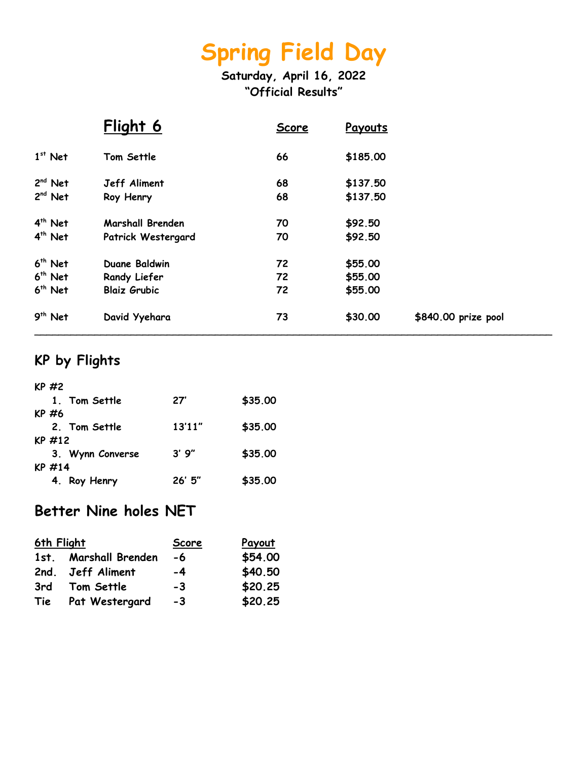# Spring Field Day

**Saturday, April 16, 2022**
**"Official Results"**

| | Flight 6 | Score | Payouts | |
|---|---|---|---|---|
| 1st Net | Tom Settle | 66 | $185.00 | |
| 2nd Net | Jeff Aliment | 68 | $137.50 | |
| 2nd Net | Roy Henry | 68 | $137.50 | |
| 4th Net | Marshall Brenden | 70 | $92.50 | |
| 4th Net | Patrick Westergard | 70 | $92.50 | |
| 6th Net | Duane Baldwin | 72 | $55.00 | |
| 6th Net | Randy Liefer | 72 | $55.00 | |
| 6th Net | Blaiz Grubic | 72 | $55.00 | |
| 9th Net | David Yyehara | 73 | $30.00 | $840.00 prize pool |

---

## KP by Flights

KP #2
1. Tom Settle 27' $35.00

KP #6
2. Tom Settle 13'11" $35.00

KP #12
3. Wynn Converse 3' 9" $35.00

KP #14
4. Roy Henry 26' 5" $35.00

## Better Nine holes NET

| 6th Flight | | Score | Payout |
|---|---|---|---|
| 1st. | Marshall Brenden | -6 | $54.00 |
| 2nd. | Jeff Aliment | -4 | $40.50 |
| 3rd | Tom Settle | -3 | $20.25 |
| Tie | Pat Westergard | -3 | $20.25 |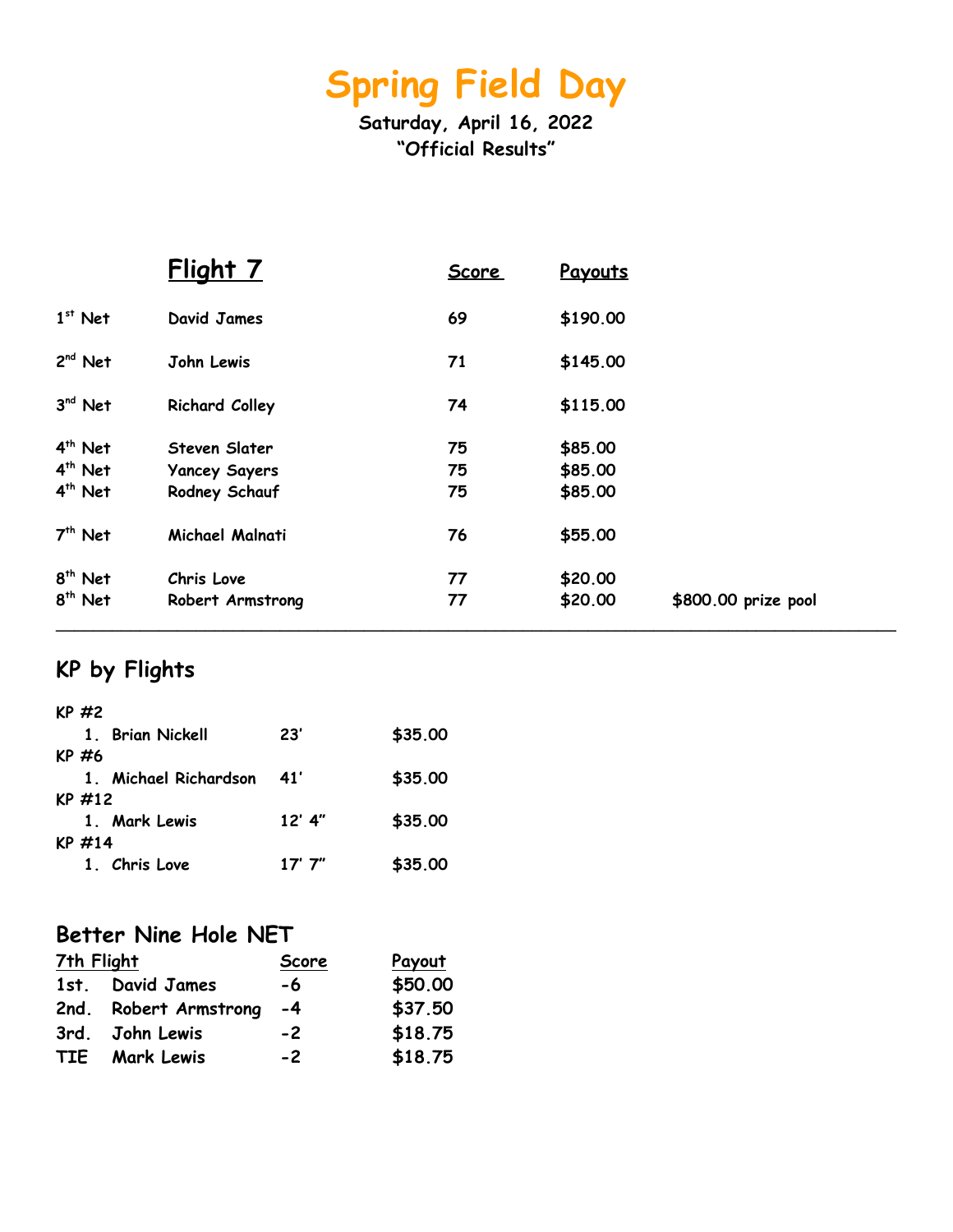# Spring Field Day

**Saturday, April 16, 2022**
**"Official Results"**

| | Flight 7 | Score | Payouts | |
|---|---|---|---|---|
| 1st Net | David James | 69 | $190.00 | |
| 2nd Net | John Lewis | 71 | $145.00 | |
| 3rd Net | Richard Colley | 74 | $115.00 | |
| 4th Net | Steven Slater | 75 | $85.00 | |
| 4th Net | Yancey Sayers | 75 | $85.00 | |
| 4th Net | Rodney Schauf | 75 | $85.00 | |
| 7th Net | Michael Malnati | 76 | $55.00 | |
| 8th Net | Chris Love | 77 | $20.00 | |
| 8th Net | Robert Armstrong | 77 | $20.00 | $800.00 prize pool |

---

## KP by Flights

KP #2

1. Brian Nickell 23' $35.00

KP #6

1. Michael Richardson 41' $35.00

KP #12

1. Mark Lewis 12' 4" $35.00

KP #14

1. Chris Love 17' 7" $35.00

## Better Nine Hole NET

| 7th Flight | | Score | Payout |
|---|---|---|---|
| 1st. | David James | -6 | $50.00 |
| 2nd. | Robert Armstrong | -4 | $37.50 |
| 3rd. | John Lewis | -2 | $18.75 |
| TIE | Mark Lewis | -2 | $18.75 |